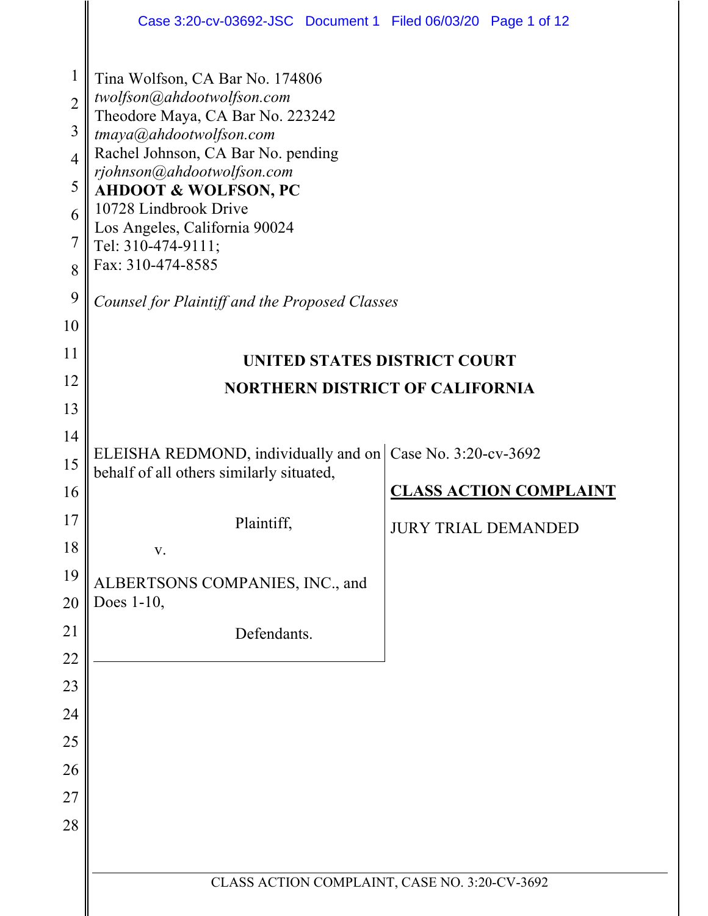Tina Wolfson, CA Bar No. 174806
*twolfson@ahdootwolfson.com*
Theodore Maya, CA Bar No. 223242
*tmaya@ahdootwolfson.com*
Rachel Johnson, CA Bar No. pending
*rjohnson@ahdootwolfson.com*
**AHDOOT & WOLFSON, PC**
10728 Lindbrook Drive
Los Angeles, California 90024
Tel: 310-474-9111;
Fax: 310-474-8585

*Counsel for Plaintiff and the Proposed Classes*

**UNITED STATES DISTRICT COURT**

**NORTHERN DISTRICT OF CALIFORNIA**

| | |
|---|---|
| ELEISHA REDMOND, individually and on behalf of all others similarly situated,<br><br>Plaintiff,<br><br>v.<br><br>ALBERTSONS COMPANIES, INC., and Does 1-10,<br><br>Defendants. | Case No. 3:20-cv-3692<br><br>**CLASS ACTION COMPLAINT**<br><br>JURY TRIAL DEMANDED |

CLASS ACTION COMPLAINT, CASE NO. 3:20-CV-3692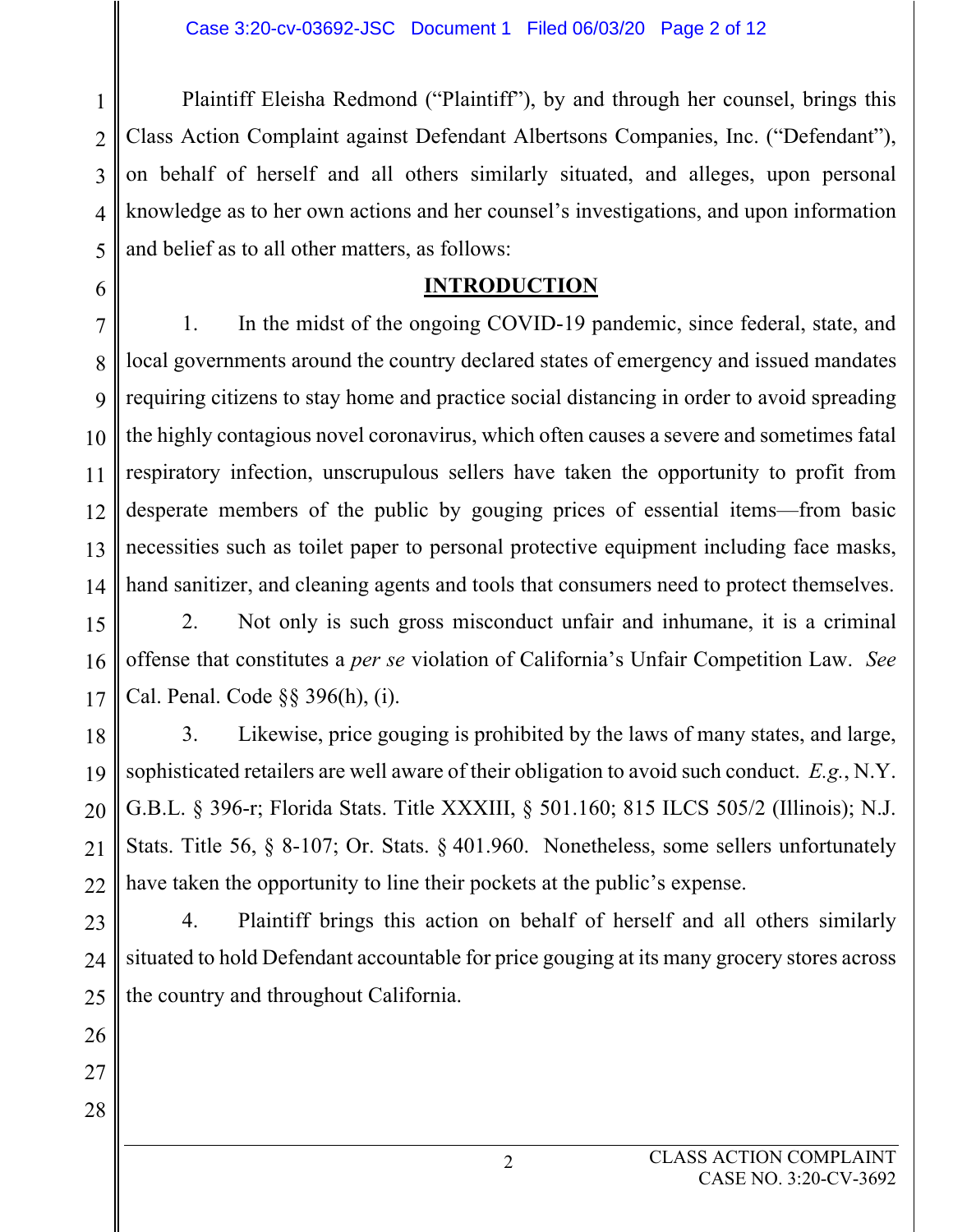Plaintiff Eleisha Redmond ("Plaintiff"), by and through her counsel, brings this Class Action Complaint against Defendant Albertsons Companies, Inc. ("Defendant"), on behalf of herself and all others similarly situated, and alleges, upon personal knowledge as to her own actions and her counsel's investigations, and upon information and belief as to all other matters, as follows:

## INTRODUCTION

1. In the midst of the ongoing COVID-19 pandemic, since federal, state, and local governments around the country declared states of emergency and issued mandates requiring citizens to stay home and practice social distancing in order to avoid spreading the highly contagious novel coronavirus, which often causes a severe and sometimes fatal respiratory infection, unscrupulous sellers have taken the opportunity to profit from desperate members of the public by gouging prices of essential items—from basic necessities such as toilet paper to personal protective equipment including face masks, hand sanitizer, and cleaning agents and tools that consumers need to protect themselves.

2. Not only is such gross misconduct unfair and inhumane, it is a criminal offense that constitutes a *per se* violation of California's Unfair Competition Law. *See* Cal. Penal. Code §§ 396(h), (i).

3. Likewise, price gouging is prohibited by the laws of many states, and large, sophisticated retailers are well aware of their obligation to avoid such conduct. *E.g.*, N.Y. G.B.L. § 396-r; Florida Stats. Title XXXIII, § 501.160; 815 ILCS 505/2 (Illinois); N.J. Stats. Title 56, § 8-107; Or. Stats. § 401.960. Nonetheless, some sellers unfortunately have taken the opportunity to line their pockets at the public's expense.

4. Plaintiff brings this action on behalf of herself and all others similarly situated to hold Defendant accountable for price gouging at its many grocery stores across the country and throughout California.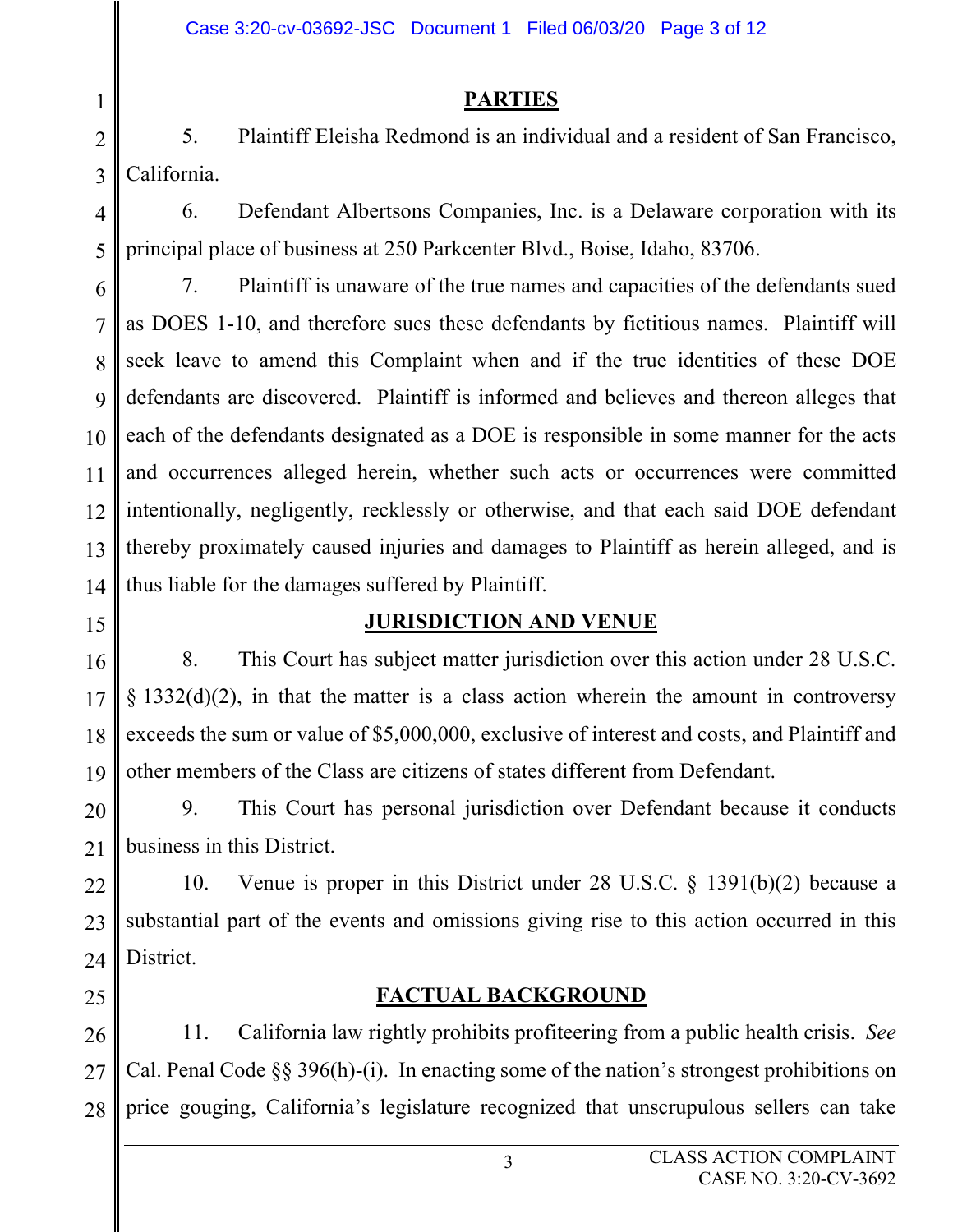## PARTIES

5. Plaintiff Eleisha Redmond is an individual and a resident of San Francisco, California.

6. Defendant Albertsons Companies, Inc. is a Delaware corporation with its principal place of business at 250 Parkcenter Blvd., Boise, Idaho, 83706.

7. Plaintiff is unaware of the true names and capacities of the defendants sued as DOES 1-10, and therefore sues these defendants by fictitious names. Plaintiff will seek leave to amend this Complaint when and if the true identities of these DOE defendants are discovered. Plaintiff is informed and believes and thereon alleges that each of the defendants designated as a DOE is responsible in some manner for the acts and occurrences alleged herein, whether such acts or occurrences were committed intentionally, negligently, recklessly or otherwise, and that each said DOE defendant thereby proximately caused injuries and damages to Plaintiff as herein alleged, and is thus liable for the damages suffered by Plaintiff.

## JURISDICTION AND VENUE

8. This Court has subject matter jurisdiction over this action under 28 U.S.C. § 1332(d)(2), in that the matter is a class action wherein the amount in controversy exceeds the sum or value of $5,000,000, exclusive of interest and costs, and Plaintiff and other members of the Class are citizens of states different from Defendant.

9. This Court has personal jurisdiction over Defendant because it conducts business in this District.

10. Venue is proper in this District under 28 U.S.C. § 1391(b)(2) because a substantial part of the events and omissions giving rise to this action occurred in this District.

## FACTUAL BACKGROUND

11. California law rightly prohibits profiteering from a public health crisis. *See* Cal. Penal Code §§ 396(h)-(i). In enacting some of the nation's strongest prohibitions on price gouging, California's legislature recognized that unscrupulous sellers can take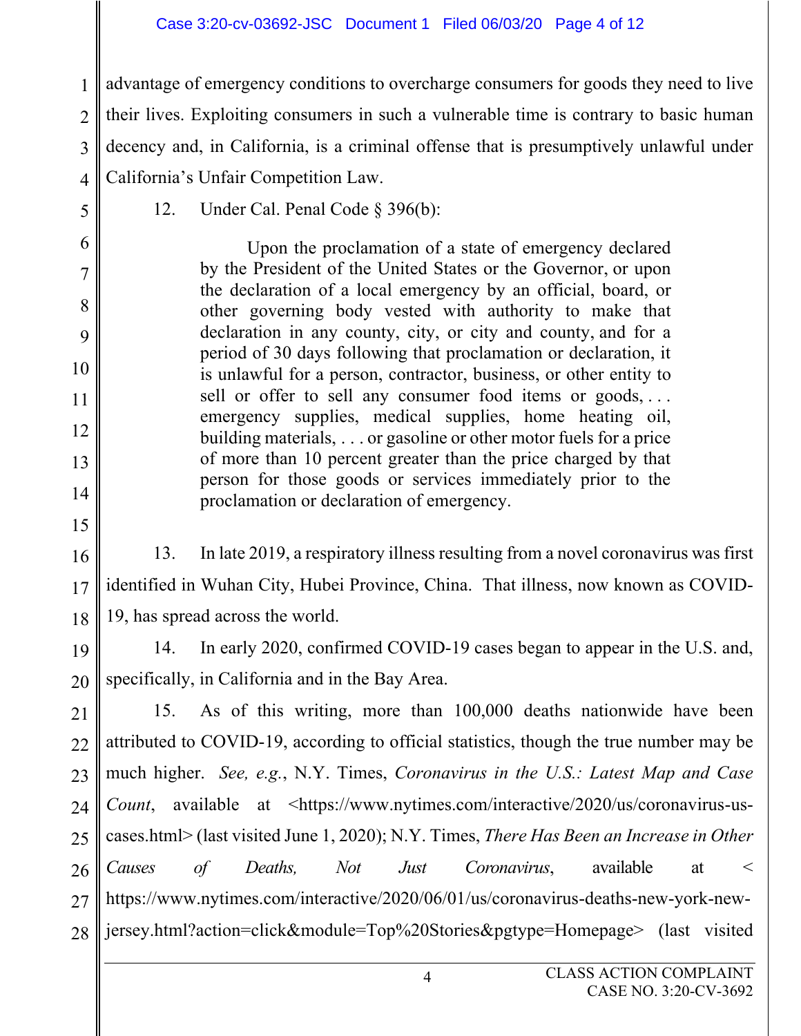advantage of emergency conditions to overcharge consumers for goods they need to live their lives. Exploiting consumers in such a vulnerable time is contrary to basic human decency and, in California, is a criminal offense that is presumptively unlawful under California's Unfair Competition Law.

12. Under Cal. Penal Code § 396(b):

> Upon the proclamation of a state of emergency declared by the President of the United States or the Governor, or upon the declaration of a local emergency by an official, board, or other governing body vested with authority to make that declaration in any county, city, or city and county, and for a period of 30 days following that proclamation or declaration, it is unlawful for a person, contractor, business, or other entity to sell or offer to sell any consumer food items or goods, . . . emergency supplies, medical supplies, home heating oil, building materials, . . . or gasoline or other motor fuels for a price of more than 10 percent greater than the price charged by that person for those goods or services immediately prior to the proclamation or declaration of emergency.

13. In late 2019, a respiratory illness resulting from a novel coronavirus was first identified in Wuhan City, Hubei Province, China. That illness, now known as COVID-19, has spread across the world.

14. In early 2020, confirmed COVID-19 cases began to appear in the U.S. and, specifically, in California and in the Bay Area.

15. As of this writing, more than 100,000 deaths nationwide have been attributed to COVID-19, according to official statistics, though the true number may be much higher. *See, e.g.*, N.Y. Times, *Coronavirus in the U.S.: Latest Map and Case Count*, available at <https://www.nytimes.com/interactive/2020/us/coronavirus-us-cases.html> (last visited June 1, 2020); N.Y. Times, *There Has Been an Increase in Other Causes of Deaths, Not Just Coronavirus*, available at < https://www.nytimes.com/interactive/2020/06/01/us/coronavirus-deaths-new-york-new-jersey.html?action=click&module=Top%20Stories&pgtype=Homepage> (last visited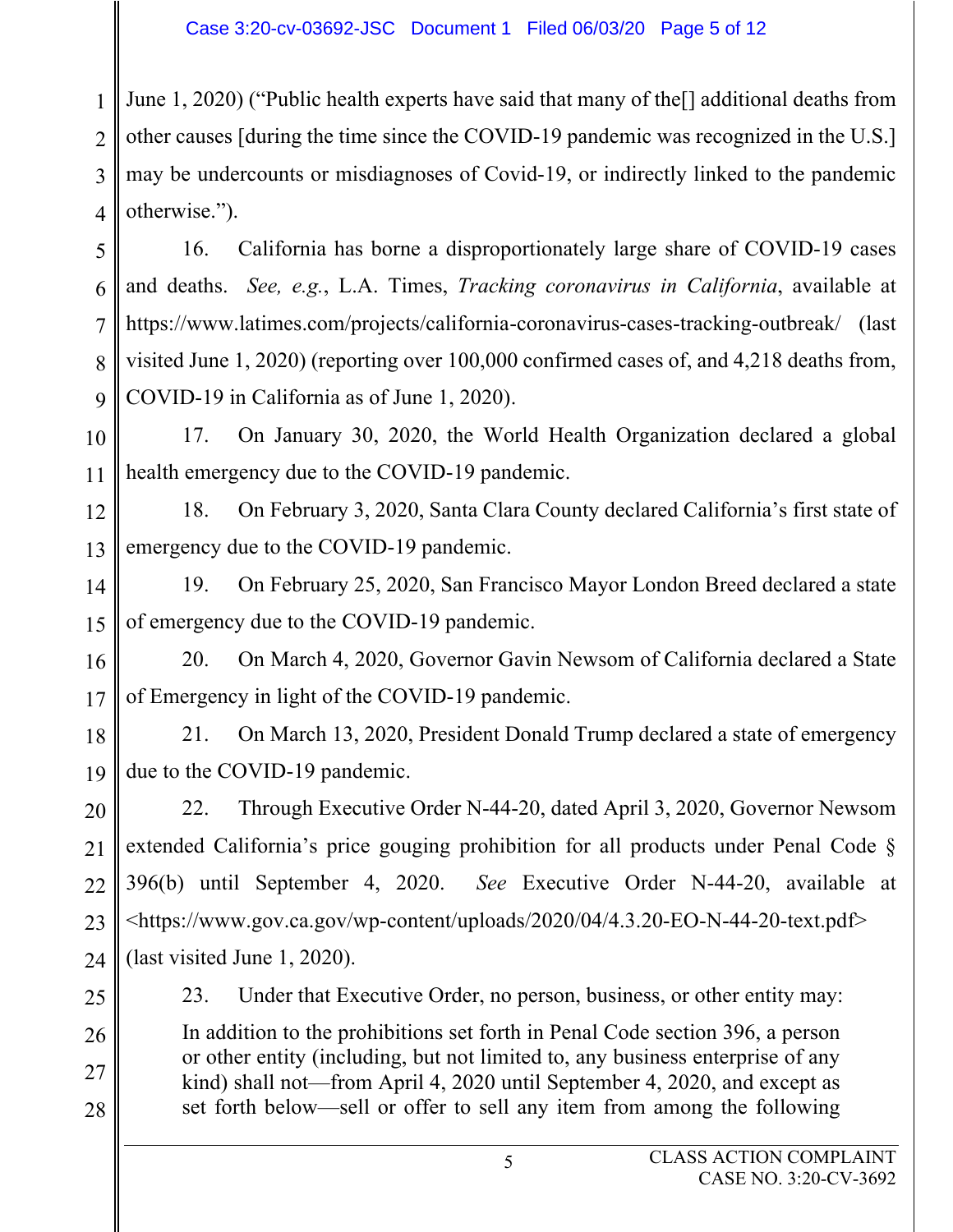June 1, 2020) ("Public health experts have said that many of the[] additional deaths from other causes [during the time since the COVID-19 pandemic was recognized in the U.S.] may be undercounts or misdiagnoses of Covid-19, or indirectly linked to the pandemic otherwise.").

16. California has borne a disproportionately large share of COVID-19 cases and deaths. *See, e.g.*, L.A. Times, *Tracking coronavirus in California*, available at https://www.latimes.com/projects/california-coronavirus-cases-tracking-outbreak/ (last visited June 1, 2020) (reporting over 100,000 confirmed cases of, and 4,218 deaths from, COVID-19 in California as of June 1, 2020).

17. On January 30, 2020, the World Health Organization declared a global health emergency due to the COVID-19 pandemic.

18. On February 3, 2020, Santa Clara County declared California's first state of emergency due to the COVID-19 pandemic.

19. On February 25, 2020, San Francisco Mayor London Breed declared a state of emergency due to the COVID-19 pandemic.

20. On March 4, 2020, Governor Gavin Newsom of California declared a State of Emergency in light of the COVID-19 pandemic.

21. On March 13, 2020, President Donald Trump declared a state of emergency due to the COVID-19 pandemic.

22. Through Executive Order N-44-20, dated April 3, 2020, Governor Newsom extended California's price gouging prohibition for all products under Penal Code § 396(b) until September 4, 2020. *See* Executive Order N-44-20, available at <https://www.gov.ca.gov/wp-content/uploads/2020/04/4.3.20-EO-N-44-20-text.pdf> (last visited June 1, 2020).

23. Under that Executive Order, no person, business, or other entity may:

> In addition to the prohibitions set forth in Penal Code section 396, a person or other entity (including, but not limited to, any business enterprise of any kind) shall not—from April 4, 2020 until September 4, 2020, and except as set forth below—sell or offer to sell any item from among the following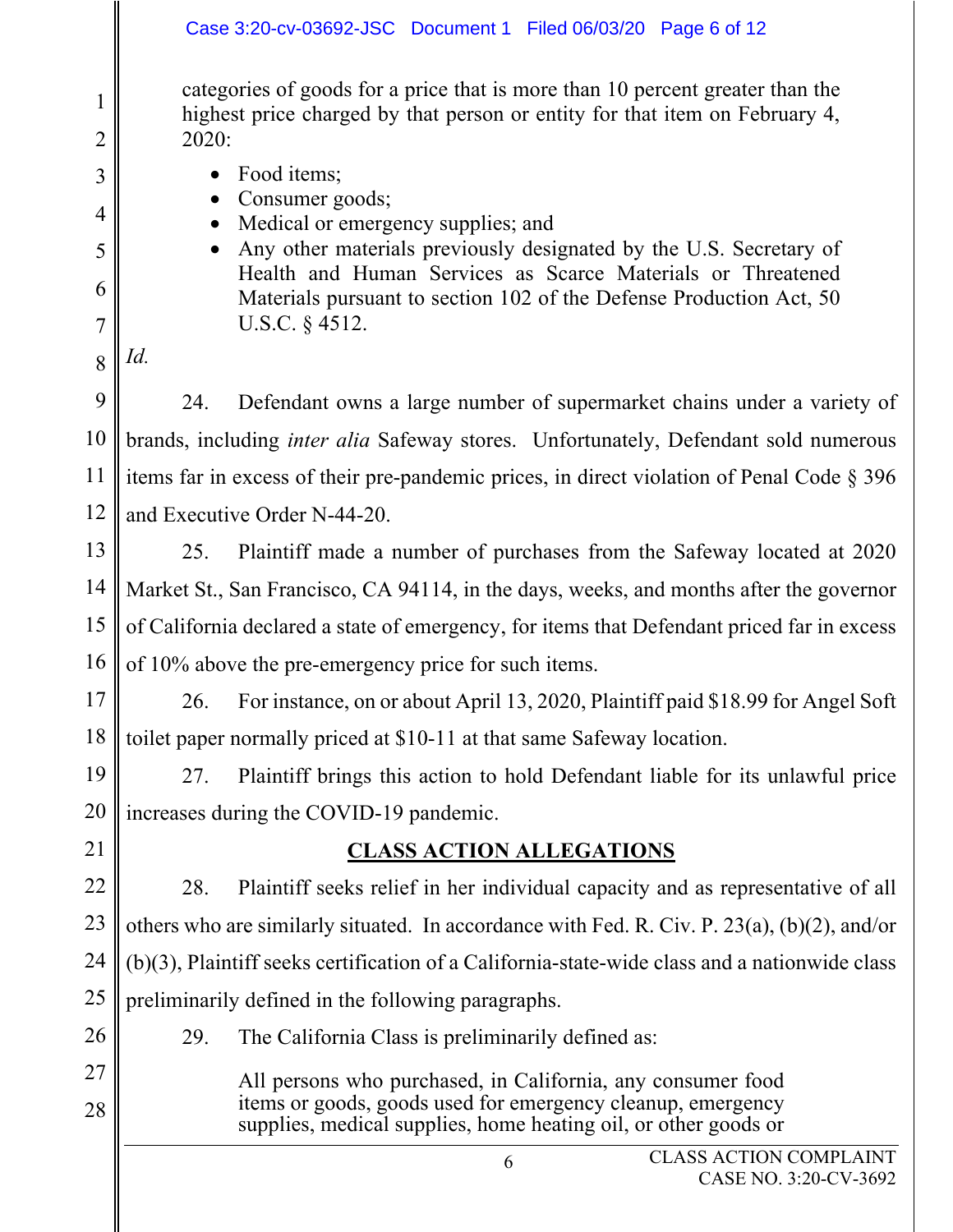categories of goods for a price that is more than 10 percent greater than the highest price charged by that person or entity for that item on February 4, 2020:

- Food items;
- Consumer goods;
- Medical or emergency supplies; and
- Any other materials previously designated by the U.S. Secretary of Health and Human Services as Scarce Materials or Threatened Materials pursuant to section 102 of the Defense Production Act, 50 U.S.C. § 4512.

*Id.*

24. Defendant owns a large number of supermarket chains under a variety of brands, including *inter alia* Safeway stores. Unfortunately, Defendant sold numerous items far in excess of their pre-pandemic prices, in direct violation of Penal Code § 396 and Executive Order N-44-20.

25. Plaintiff made a number of purchases from the Safeway located at 2020 Market St., San Francisco, CA 94114, in the days, weeks, and months after the governor of California declared a state of emergency, for items that Defendant priced far in excess of 10% above the pre-emergency price for such items.

26. For instance, on or about April 13, 2020, Plaintiff paid $18.99 for Angel Soft toilet paper normally priced at $10-11 at that same Safeway location.

27. Plaintiff brings this action to hold Defendant liable for its unlawful price increases during the COVID-19 pandemic.

## CLASS ACTION ALLEGATIONS

28. Plaintiff seeks relief in her individual capacity and as representative of all others who are similarly situated. In accordance with Fed. R. Civ. P. 23(a), (b)(2), and/or (b)(3), Plaintiff seeks certification of a California-state-wide class and a nationwide class preliminarily defined in the following paragraphs.

29. The California Class is preliminarily defined as:

> All persons who purchased, in California, any consumer food items or goods, goods used for emergency cleanup, emergency supplies, medical supplies, home heating oil, or other goods or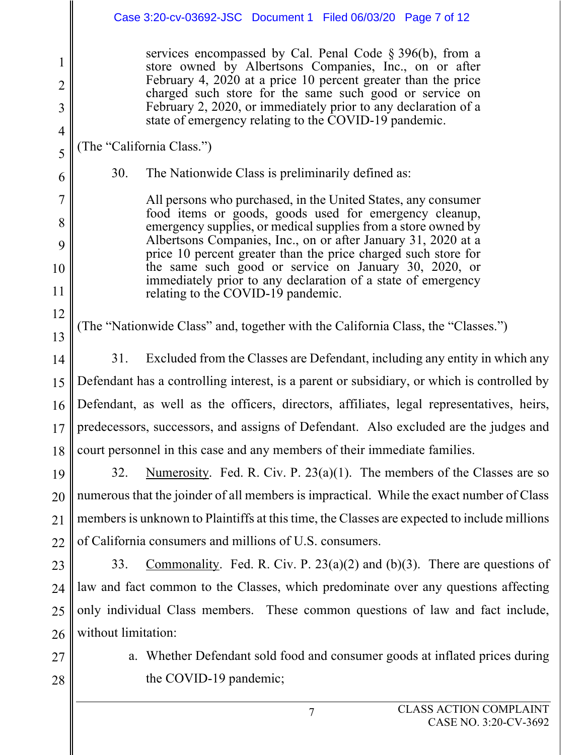> services encompassed by Cal. Penal Code § 396(b), from a store owned by Albertsons Companies, Inc., on or after February 4, 2020 at a price 10 percent greater than the price charged such store for the same such good or service on February 2, 2020, or immediately prior to any declaration of a state of emergency relating to the COVID-19 pandemic.

(The "California Class.")

30. The Nationwide Class is preliminarily defined as:

> All persons who purchased, in the United States, any consumer food items or goods, goods used for emergency cleanup, emergency supplies, or medical supplies from a store owned by Albertsons Companies, Inc., on or after January 31, 2020 at a price 10 percent greater than the price charged such store for the same such good or service on January 30, 2020, or immediately prior to any declaration of a state of emergency relating to the COVID-19 pandemic.

(The "Nationwide Class" and, together with the California Class, the "Classes.")

31. Excluded from the Classes are Defendant, including any entity in which any Defendant has a controlling interest, is a parent or subsidiary, or which is controlled by Defendant, as well as the officers, directors, affiliates, legal representatives, heirs, predecessors, successors, and assigns of Defendant. Also excluded are the judges and court personnel in this case and any members of their immediate families.

32. Numerosity. Fed. R. Civ. P. 23(a)(1). The members of the Classes are so numerous that the joinder of all members is impractical. While the exact number of Class members is unknown to Plaintiffs at this time, the Classes are expected to include millions of California consumers and millions of U.S. consumers.

33. Commonality. Fed. R. Civ. P. 23(a)(2) and (b)(3). There are questions of law and fact common to the Classes, which predominate over any questions affecting only individual Class members. These common questions of law and fact include, without limitation:

a. Whether Defendant sold food and consumer goods at inflated prices during the COVID-19 pandemic;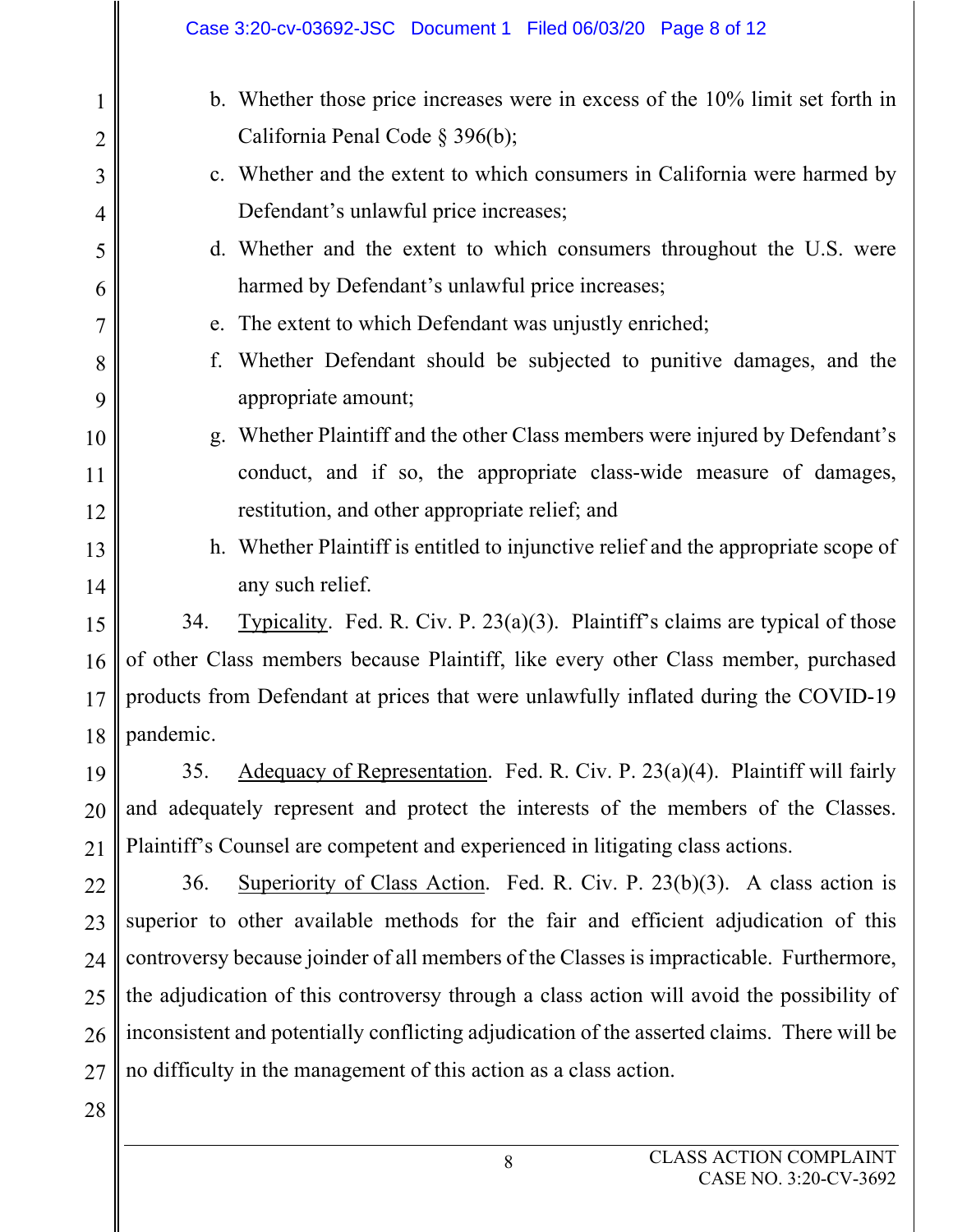b. Whether those price increases were in excess of the 10% limit set forth in California Penal Code § 396(b);

c. Whether and the extent to which consumers in California were harmed by Defendant's unlawful price increases;

d. Whether and the extent to which consumers throughout the U.S. were harmed by Defendant's unlawful price increases;

e. The extent to which Defendant was unjustly enriched;

f. Whether Defendant should be subjected to punitive damages, and the appropriate amount;

g. Whether Plaintiff and the other Class members were injured by Defendant's conduct, and if so, the appropriate class-wide measure of damages, restitution, and other appropriate relief; and

h. Whether Plaintiff is entitled to injunctive relief and the appropriate scope of any such relief.

34. Typicality. Fed. R. Civ. P. 23(a)(3). Plaintiff's claims are typical of those of other Class members because Plaintiff, like every other Class member, purchased products from Defendant at prices that were unlawfully inflated during the COVID-19 pandemic.

35. Adequacy of Representation. Fed. R. Civ. P. 23(a)(4). Plaintiff will fairly and adequately represent and protect the interests of the members of the Classes. Plaintiff's Counsel are competent and experienced in litigating class actions.

36. Superiority of Class Action. Fed. R. Civ. P. 23(b)(3). A class action is superior to other available methods for the fair and efficient adjudication of this controversy because joinder of all members of the Classes is impracticable. Furthermore, the adjudication of this controversy through a class action will avoid the possibility of inconsistent and potentially conflicting adjudication of the asserted claims. There will be no difficulty in the management of this action as a class action.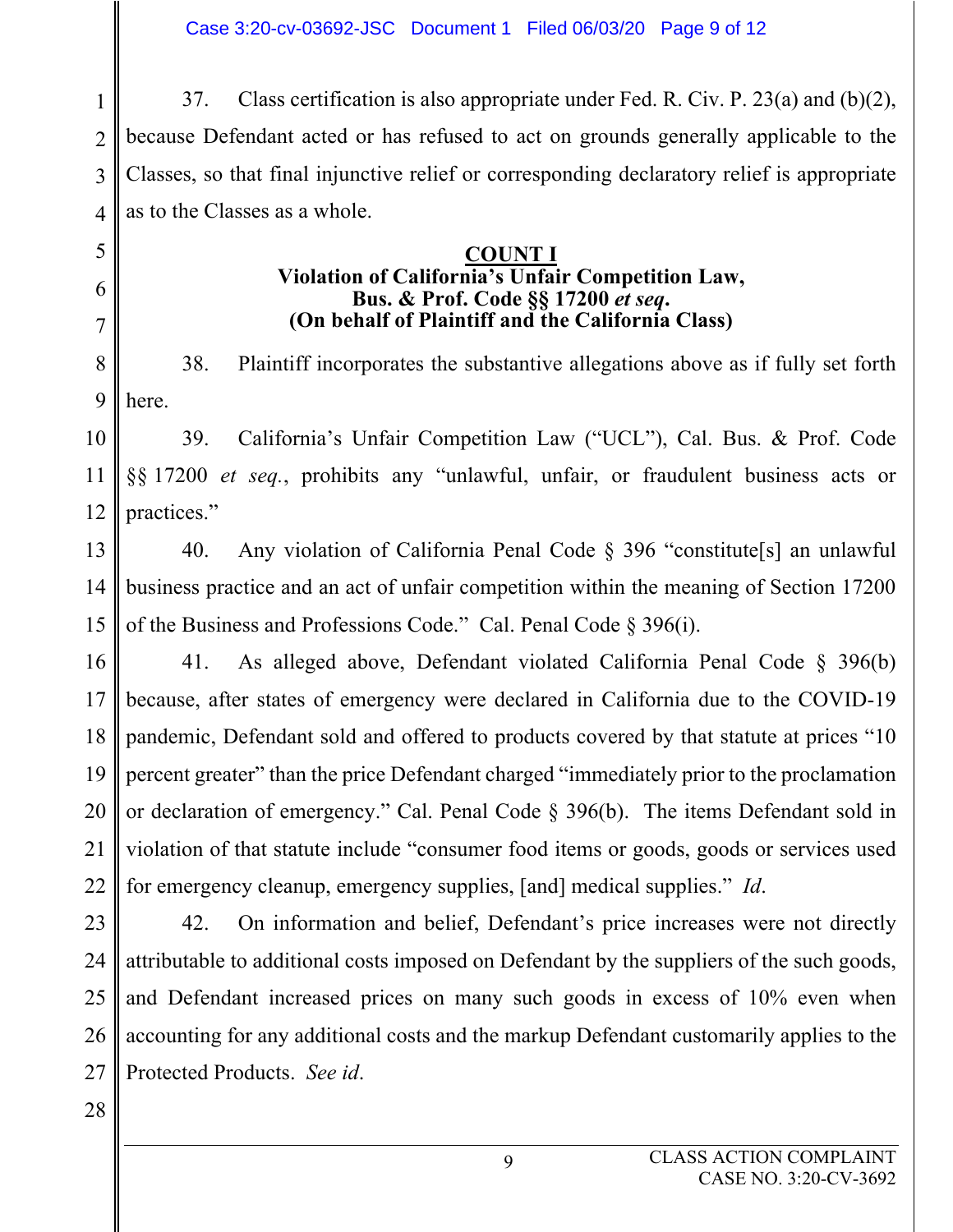37. Class certification is also appropriate under Fed. R. Civ. P. 23(a) and (b)(2), because Defendant acted or has refused to act on grounds generally applicable to the Classes, so that final injunctive relief or corresponding declaratory relief is appropriate as to the Classes as a whole.

**COUNT I**
**Violation of California's Unfair Competition Law,**
**Bus. & Prof. Code §§ 17200 *et seq*.**
**(On behalf of Plaintiff and the California Class)**

38. Plaintiff incorporates the substantive allegations above as if fully set forth here.

39. California's Unfair Competition Law ("UCL"), Cal. Bus. & Prof. Code §§ 17200 *et seq.*, prohibits any "unlawful, unfair, or fraudulent business acts or practices."

40. Any violation of California Penal Code § 396 "constitute[s] an unlawful business practice and an act of unfair competition within the meaning of Section 17200 of the Business and Professions Code." Cal. Penal Code § 396(i).

41. As alleged above, Defendant violated California Penal Code § 396(b) because, after states of emergency were declared in California due to the COVID-19 pandemic, Defendant sold and offered to products covered by that statute at prices "10 percent greater" than the price Defendant charged "immediately prior to the proclamation or declaration of emergency." Cal. Penal Code § 396(b). The items Defendant sold in violation of that statute include "consumer food items or goods, goods or services used for emergency cleanup, emergency supplies, [and] medical supplies." *Id*.

42. On information and belief, Defendant's price increases were not directly attributable to additional costs imposed on Defendant by the suppliers of the such goods, and Defendant increased prices on many such goods in excess of 10% even when accounting for any additional costs and the markup Defendant customarily applies to the Protected Products. *See id*.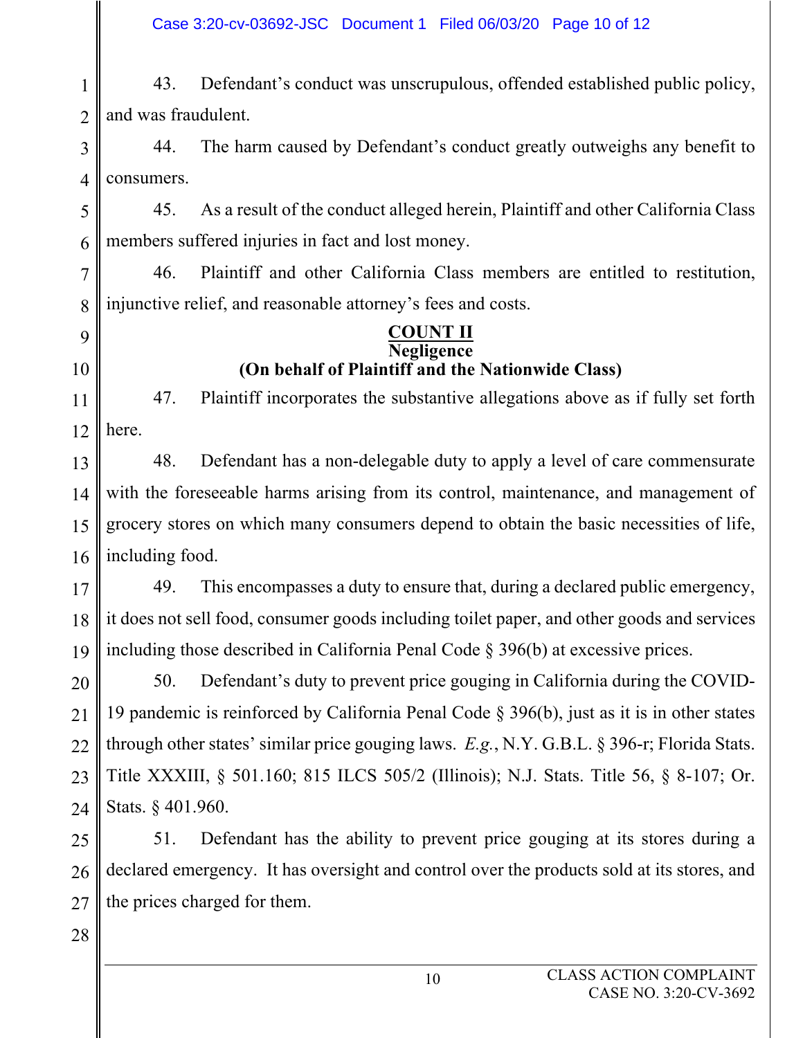43. Defendant's conduct was unscrupulous, offended established public policy, and was fraudulent.

44. The harm caused by Defendant's conduct greatly outweighs any benefit to consumers.

45. As a result of the conduct alleged herein, Plaintiff and other California Class members suffered injuries in fact and lost money.

46. Plaintiff and other California Class members are entitled to restitution, injunctive relief, and reasonable attorney's fees and costs.

**COUNT II**
**Negligence**
**(On behalf of Plaintiff and the Nationwide Class)**

47. Plaintiff incorporates the substantive allegations above as if fully set forth here.

48. Defendant has a non-delegable duty to apply a level of care commensurate with the foreseeable harms arising from its control, maintenance, and management of grocery stores on which many consumers depend to obtain the basic necessities of life, including food.

49. This encompasses a duty to ensure that, during a declared public emergency, it does not sell food, consumer goods including toilet paper, and other goods and services including those described in California Penal Code § 396(b) at excessive prices.

50. Defendant's duty to prevent price gouging in California during the COVID-19 pandemic is reinforced by California Penal Code § 396(b), just as it is in other states through other states' similar price gouging laws. *E.g.*, N.Y. G.B.L. § 396-r; Florida Stats. Title XXXIII, § 501.160; 815 ILCS 505/2 (Illinois); N.J. Stats. Title 56, § 8-107; Or. Stats. § 401.960.

51. Defendant has the ability to prevent price gouging at its stores during a declared emergency. It has oversight and control over the products sold at its stores, and the prices charged for them.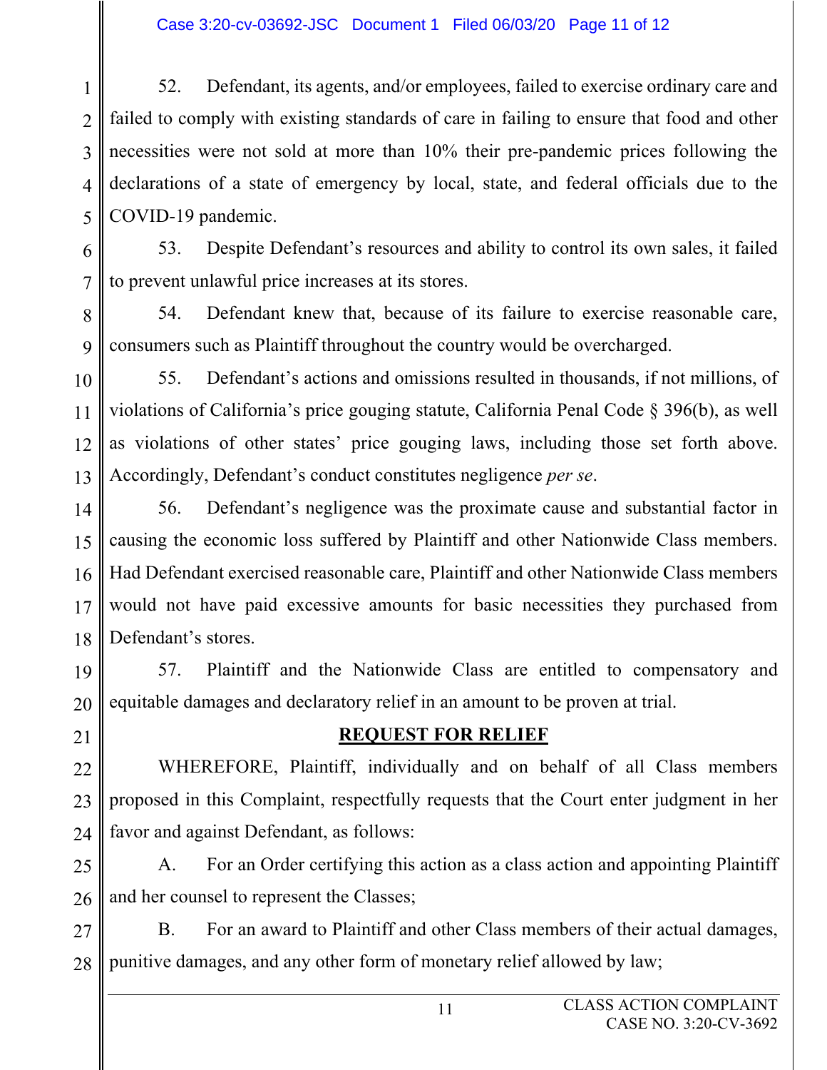52. Defendant, its agents, and/or employees, failed to exercise ordinary care and failed to comply with existing standards of care in failing to ensure that food and other necessities were not sold at more than 10% their pre-pandemic prices following the declarations of a state of emergency by local, state, and federal officials due to the COVID-19 pandemic.

53. Despite Defendant's resources and ability to control its own sales, it failed to prevent unlawful price increases at its stores.

54. Defendant knew that, because of its failure to exercise reasonable care, consumers such as Plaintiff throughout the country would be overcharged.

55. Defendant's actions and omissions resulted in thousands, if not millions, of violations of California's price gouging statute, California Penal Code § 396(b), as well as violations of other states' price gouging laws, including those set forth above. Accordingly, Defendant's conduct constitutes negligence *per se*.

56. Defendant's negligence was the proximate cause and substantial factor in causing the economic loss suffered by Plaintiff and other Nationwide Class members. Had Defendant exercised reasonable care, Plaintiff and other Nationwide Class members would not have paid excessive amounts for basic necessities they purchased from Defendant's stores.

57. Plaintiff and the Nationwide Class are entitled to compensatory and equitable damages and declaratory relief in an amount to be proven at trial.

## REQUEST FOR RELIEF

WHEREFORE, Plaintiff, individually and on behalf of all Class members proposed in this Complaint, respectfully requests that the Court enter judgment in her favor and against Defendant, as follows:

A. For an Order certifying this action as a class action and appointing Plaintiff and her counsel to represent the Classes;

B. For an award to Plaintiff and other Class members of their actual damages, punitive damages, and any other form of monetary relief allowed by law;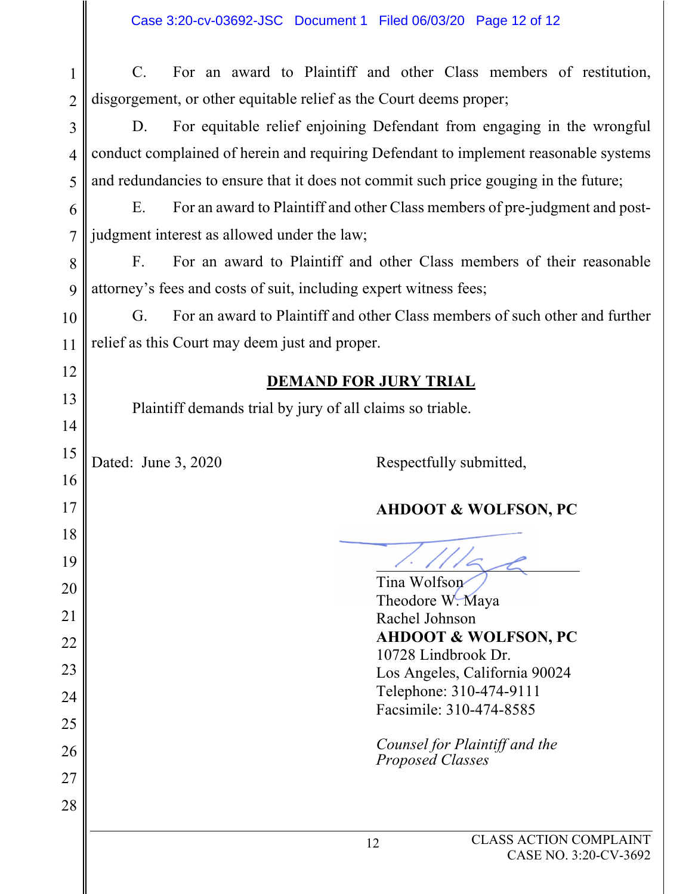C. For an award to Plaintiff and other Class members of restitution, disgorgement, or other equitable relief as the Court deems proper;

D. For equitable relief enjoining Defendant from engaging in the wrongful conduct complained of herein and requiring Defendant to implement reasonable systems and redundancies to ensure that it does not commit such price gouging in the future;

E. For an award to Plaintiff and other Class members of pre-judgment and post-judgment interest as allowed under the law;

F. For an award to Plaintiff and other Class members of their reasonable attorney's fees and costs of suit, including expert witness fees;

G. For an award to Plaintiff and other Class members of such other and further relief as this Court may deem just and proper.

## DEMAND FOR JURY TRIAL

Plaintiff demands trial by jury of all claims so triable.

Dated: June 3, 2020

Respectfully submitted,

**AHDOOT & WOLFSON, PC**

Tina Wolfson
Theodore W. Maya
Rachel Johnson
**AHDOOT & WOLFSON, PC**
10728 Lindbrook Dr.
Los Angeles, California 90024
Telephone: 310-474-9111
Facsimile: 310-474-8585

*Counsel for Plaintiff and the Proposed Classes*

CLASS ACTION COMPLAINT
CASE NO. 3:20-CV-3692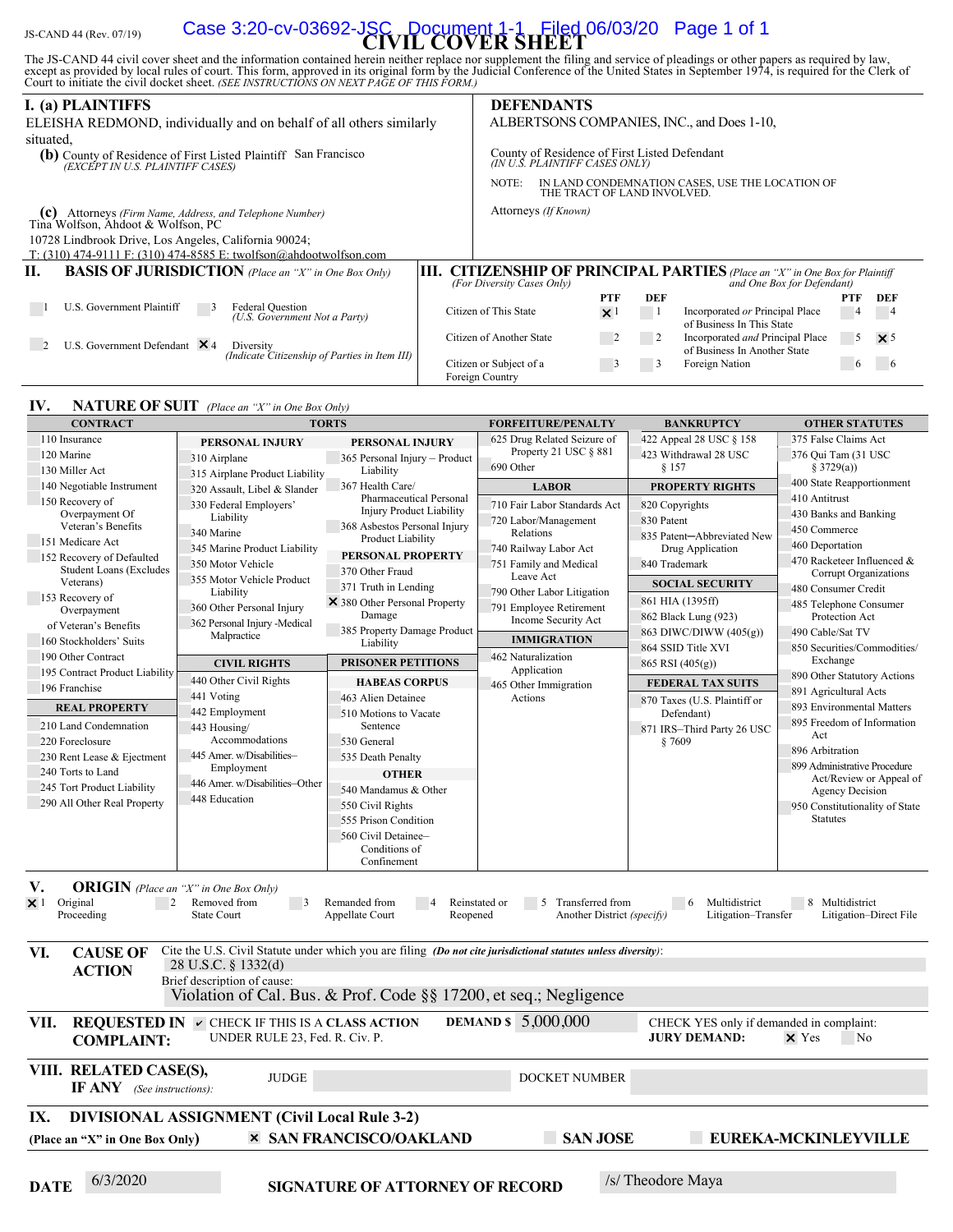JS-CAND 44 (Rev. 07/19)

# CIVIL COVER SHEET

The JS-CAND 44 civil cover sheet and the information contained herein neither replace nor supplement the filing and service of pleadings or other papers as required by law, except as provided by local rules of court. This form, approved in its original form by the Judicial Conference of the United States in September 1974, is required for the Clerk of Court to initiate the civil docket sheet. *(SEE INSTRUCTIONS ON NEXT PAGE OF THIS FORM.)*

## I. (a) PLAINTIFFS

ELEISHA REDMOND, individually and on behalf of all others similarly situated,

**(b)** County of Residence of First Listed Plaintiff San Francisco
*(EXCEPT IN U.S. PLAINTIFF CASES)*

**(c)** Attorneys *(Firm Name, Address, and Telephone Number)*
Tina Wolfson, Ahdoot & Wolfson, PC
10728 Lindbrook Drive, Los Angeles, California 90024;
T: (310) 474-9111 F: (310) 474-8585 E: twolfson@ahdootwolfson.com

## DEFENDANTS

ALBERTSONS COMPANIES, INC., and Does 1-10,

County of Residence of First Listed Defendant
*(IN U.S. PLAINTIFF CASES ONLY)*

NOTE: IN LAND CONDEMNATION CASES, USE THE LOCATION OF THE TRACT OF LAND INVOLVED.

Attorneys *(If Known)*

## II. BASIS OF JURISDICTION *(Place an "X" in One Box Only)*

- ☐ 1 U.S. Government Plaintiff
- ☐ 3 Federal Question *(U.S. Government Not a Party)*
- ☐ 2 U.S. Government Defendant
- ☒ 4 Diversity *(Indicate Citizenship of Parties in Item III)*

## III. CITIZENSHIP OF PRINCIPAL PARTIES *(Place an "X" in One Box for Plaintiff and One Box for Defendant)* *(For Diversity Cases Only)*

| | PTF | DEF | | PTF | DEF |
|---|---|---|---|---|---|
| Citizen of This State | ☒ 1 | ☐ 1 | Incorporated *or* Principal Place of Business In This State | ☐ 4 | ☐ 4 |
| Citizen of Another State | ☐ 2 | ☐ 2 | Incorporated *and* Principal Place of Business In Another State | ☐ 5 | ☒ 5 |
| Citizen or Subject of a Foreign Country | ☐ 3 | ☐ 3 | Foreign Nation | ☐ 6 | ☐ 6 |

## IV. NATURE OF SUIT *(Place an "X" in One Box Only)*

**CONTRACT**
- 110 Insurance
- 120 Marine
- 130 Miller Act
- 140 Negotiable Instrument
- 150 Recovery of Overpayment Of Veteran's Benefits
- 151 Medicare Act
- 152 Recovery of Defaulted Student Loans (Excludes Veterans)
- 153 Recovery of Overpayment of Veteran's Benefits
- 160 Stockholders' Suits
- 190 Other Contract
- 195 Contract Product Liability
- 196 Franchise

**REAL PROPERTY**
- 210 Land Condemnation
- 220 Foreclosure
- 230 Rent Lease & Ejectment
- 240 Torts to Land
- 245 Tort Product Liability
- 290 All Other Real Property

**TORTS**

*PERSONAL INJURY*
- 310 Airplane
- 315 Airplane Product Liability
- 320 Assault, Libel & Slander
- 330 Federal Employers' Liability
- 340 Marine
- 345 Marine Product Liability
- 350 Motor Vehicle
- 355 Motor Vehicle Product Liability
- 360 Other Personal Injury
- 362 Personal Injury -Medical Malpractice

*PERSONAL INJURY*
- 365 Personal Injury – Product Liability
- 367 Health Care/ Pharmaceutical Personal Injury Product Liability
- 368 Asbestos Personal Injury Product Liability

*PERSONAL PROPERTY*
- 370 Other Fraud
- 371 Truth in Lending
- ☒ 380 Other Personal Property Damage
- 385 Property Damage Product Liability

**CIVIL RIGHTS**
- 440 Other Civil Rights
- 441 Voting
- 442 Employment
- 443 Housing/ Accommodations
- 445 Amer. w/Disabilities–Employment
- 446 Amer. w/Disabilities–Other
- 448 Education

**PRISONER PETITIONS**

*HABEAS CORPUS*
- 463 Alien Detainee
- 510 Motions to Vacate Sentence
- 530 General
- 535 Death Penalty

*OTHER*
- 540 Mandamus & Other
- 550 Civil Rights
- 555 Prison Condition
- 560 Civil Detainee– Conditions of Confinement

**FORFEITURE/PENALTY**
- 625 Drug Related Seizure of Property 21 USC § 881
- 690 Other

**LABOR**
- 710 Fair Labor Standards Act
- 720 Labor/Management Relations
- 740 Railway Labor Act
- 751 Family and Medical Leave Act
- 790 Other Labor Litigation
- 791 Employee Retirement Income Security Act

**IMMIGRATION**
- 462 Naturalization Application
- 465 Other Immigration Actions

**BANKRUPTCY**
- 422 Appeal 28 USC § 158
- 423 Withdrawal 28 USC § 157

**PROPERTY RIGHTS**
- 820 Copyrights
- 830 Patent
- 835 Patent─Abbreviated New Drug Application
- 840 Trademark

**SOCIAL SECURITY**
- 861 HIA (1395ff)
- 862 Black Lung (923)
- 863 DIWC/DIWW (405(g))
- 864 SSID Title XVI
- 865 RSI (405(g))

**FEDERAL TAX SUITS**
- 870 Taxes (U.S. Plaintiff or Defendant)
- 871 IRS–Third Party 26 USC § 7609

**OTHER STATUTES**
- 375 False Claims Act
- 376 Qui Tam (31 USC § 3729(a))
- 400 State Reapportionment
- 410 Antitrust
- 430 Banks and Banking
- 450 Commerce
- 460 Deportation
- 470 Racketeer Influenced & Corrupt Organizations
- 480 Consumer Credit
- 485 Telephone Consumer Protection Act
- 490 Cable/Sat TV
- 850 Securities/Commodities/ Exchange
- 890 Other Statutory Actions
- 891 Agricultural Acts
- 893 Environmental Matters
- 895 Freedom of Information Act
- 896 Arbitration
- 899 Administrative Procedure Act/Review or Appeal of Agency Decision
- 950 Constitutionality of State Statutes

## V. ORIGIN *(Place an "X" in One Box Only)*

- ☒ 1 Original Proceeding
- ☐ 2 Removed from State Court
- ☐ 3 Remanded from Appellate Court
- ☐ 4 Reinstated or Reopened
- ☐ 5 Transferred from Another District *(specify)*
- ☐ 6 Multidistrict Litigation–Transfer
- ☐ 8 Multidistrict Litigation–Direct File

## VI. CAUSE OF ACTION

Cite the U.S. Civil Statute under which you are filing *(Do not cite jurisdictional statutes unless diversity)*:
28 U.S.C. § 1332(d)

Brief description of cause:
Violation of Cal. Bus. & Prof. Code §§ 17200, et seq.; Negligence

## VII. REQUESTED IN COMPLAINT:

✔ CHECK IF THIS IS A **CLASS ACTION** UNDER RULE 23, Fed. R. Civ. P.

**DEMAND $** 5,000,000

CHECK YES only if demanded in complaint:
**JURY DEMAND:** ☒ Yes ☐ No

## VIII. RELATED CASE(S), IF ANY *(See instructions)*:

JUDGE DOCKET NUMBER

## IX. DIVISIONAL ASSIGNMENT (Civil Local Rule 3-2)

**(Place an "X" in One Box Only)** ☒ **SAN FRANCISCO/OAKLAND** ☐ **SAN JOSE** ☐ **EUREKA-MCKINLEYVILLE**

**DATE** 6/3/2020 **SIGNATURE OF ATTORNEY OF RECORD** /s/ Theodore Maya